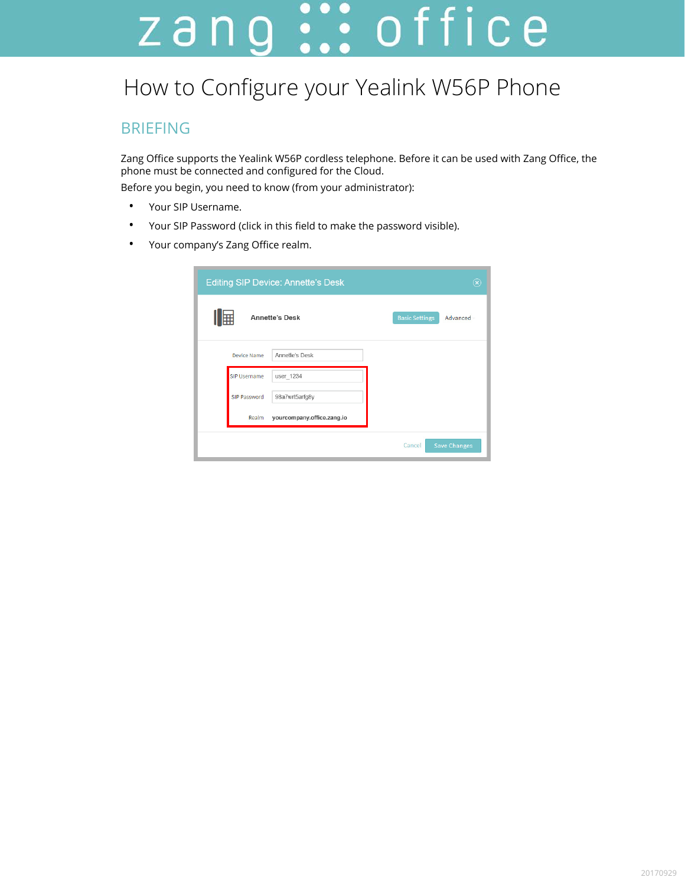# How to Configure your Yealink W56P Phone

## BRIEFING

Zang Office supports the Yealink W56P cordless telephone. Before it can be used with Zang Office, the phone must be connected and configured for the Cloud.

Before you begin, you need to know (from your administrator):

- Your SIP Username.
- Your SIP Password (click in this field to make the password visible).
- Your company's Zang Office realm.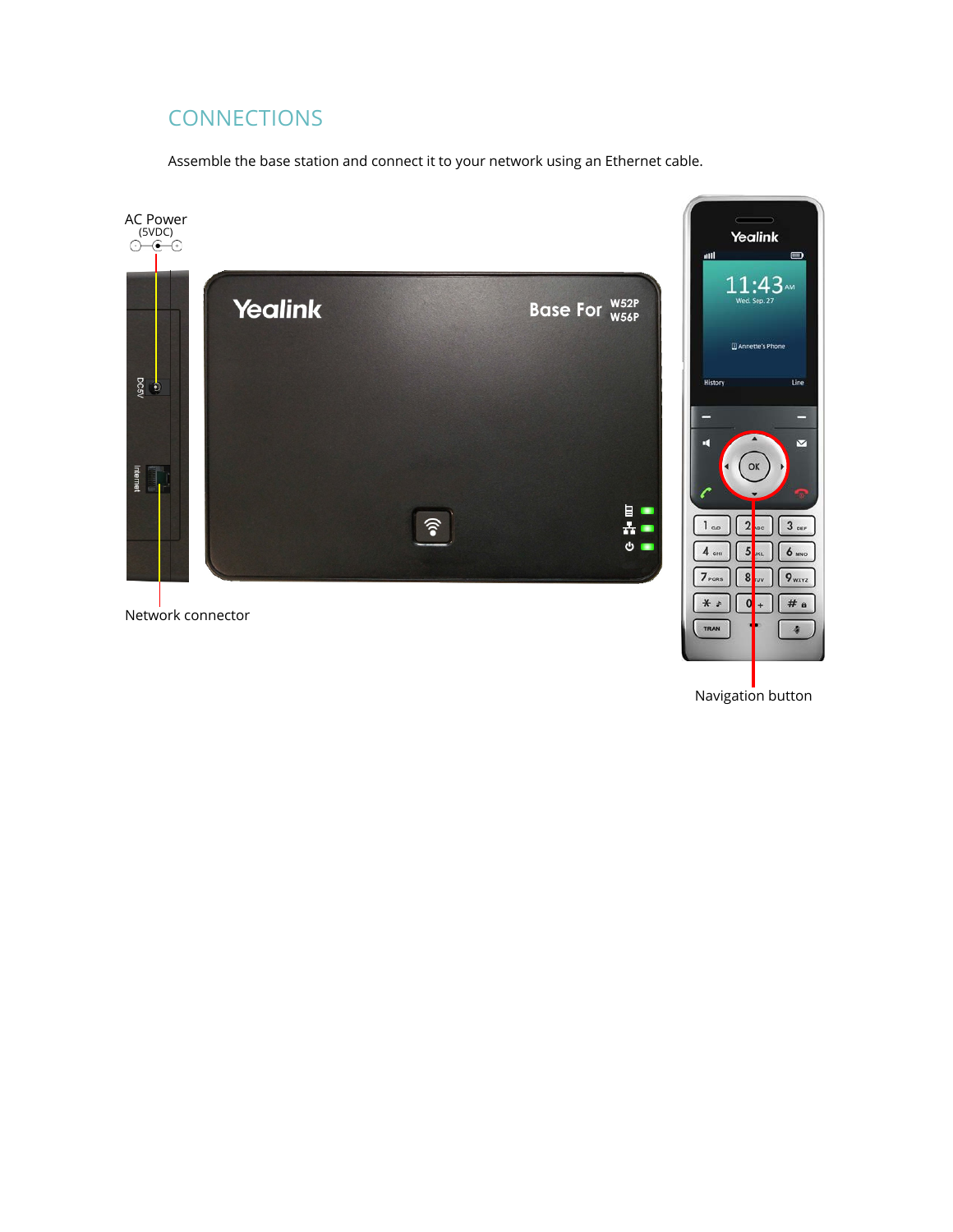## CONNECTIONS

Assemble the base station and connect it to your network using an Ethernet cable.

AC Power (5VDC)

Network connector

Navigation button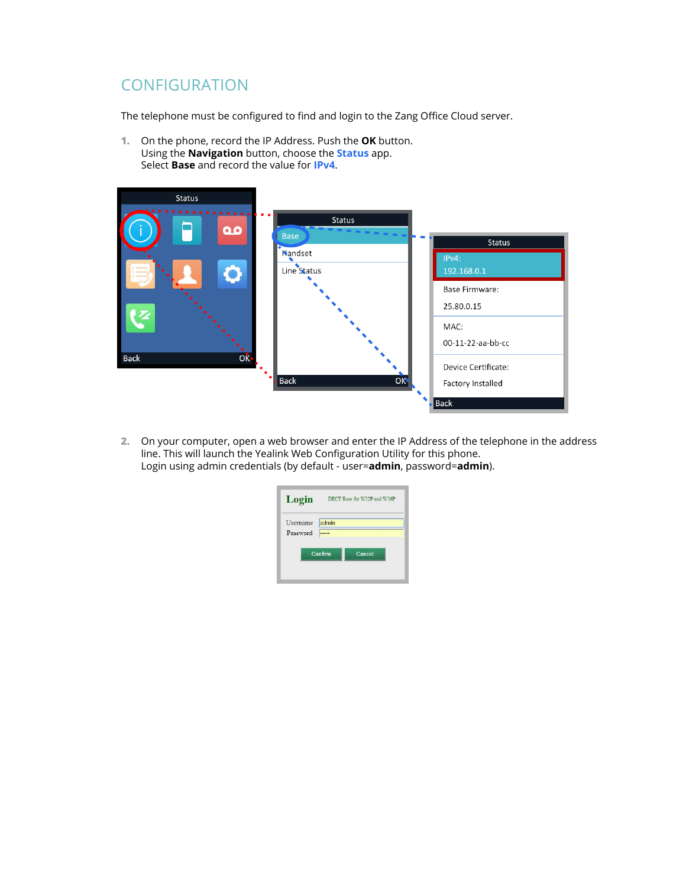## CONFIGURATION

The telephone must be configured to find and login to the Zang Office Cloud server.

1. On the phone, record the IP Address. Push the **OK** button.
   Using the **Navigation** button, choose the **Status** app.
   Select **Base** and record the value for **IPv4**.

2. On your computer, open a web browser and enter the IP Address of the telephone in the address line. This will launch the Yealink Web Configuration Utility for this phone.
   Login using admin credentials (by default - user=**admin**, password=**admin**).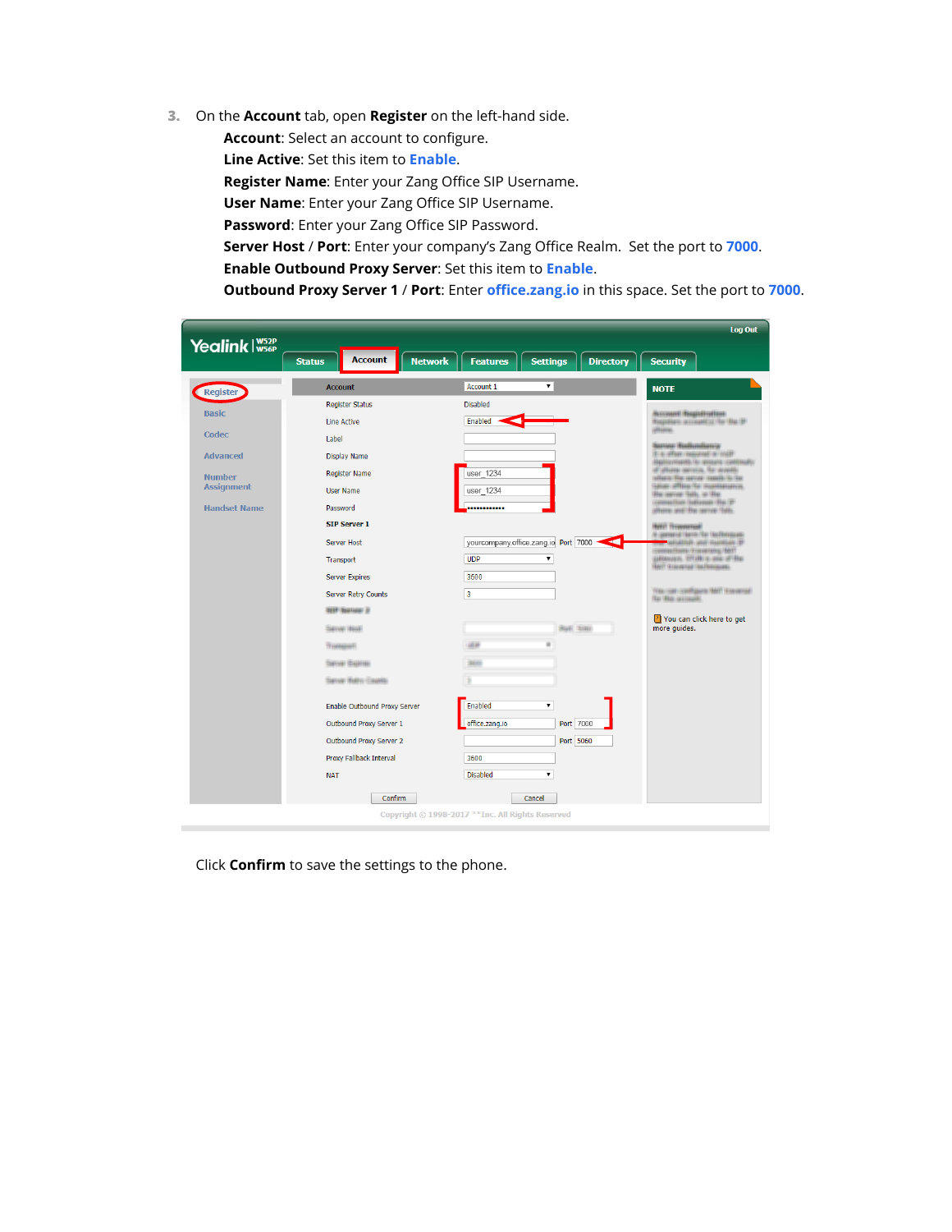3. On the **Account** tab, open **Register** on the left-hand side.

   **Account**: Select an account to configure.
   **Line Active**: Set this item to **Enable**.
   **Register Name**: Enter your Zang Office SIP Username.
   **User Name**: Enter your Zang Office SIP Username.
   **Password**: Enter your Zang Office SIP Password.
   **Server Host** / **Port**: Enter your company's Zang Office Realm. Set the port to **7000**.
   **Enable Outbound Proxy Server**: Set this item to **Enable**.
   **Outbound Proxy Server 1** / **Port**: Enter **office.zang.io** in this space. Set the port to **7000**.

   Click **Confirm** to save the settings to the phone.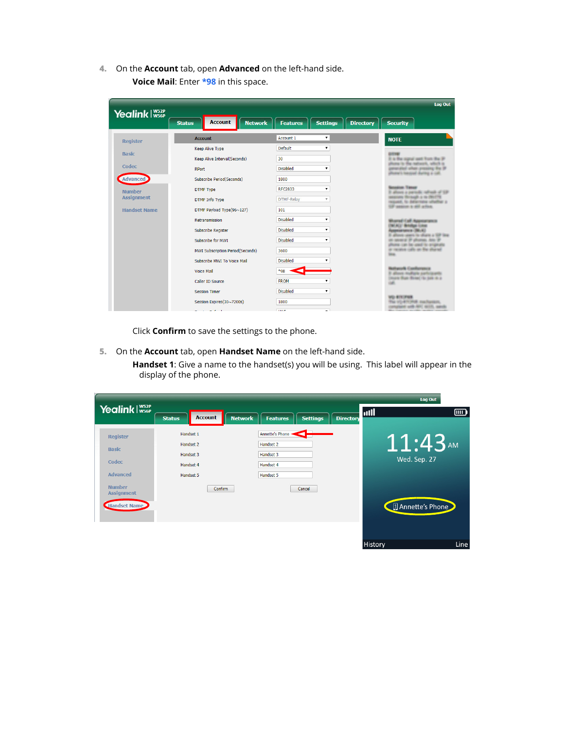4. On the **Account** tab, open **Advanced** on the left-hand side.

   **Voice Mail**: Enter **\*98** in this space.

   Click **Confirm** to save the settings to the phone.

5. On the **Account** tab, open **Handset Name** on the left-hand side.

   **Handset 1**: Give a name to the handset(s) you will be using. This label will appear in the display of the phone.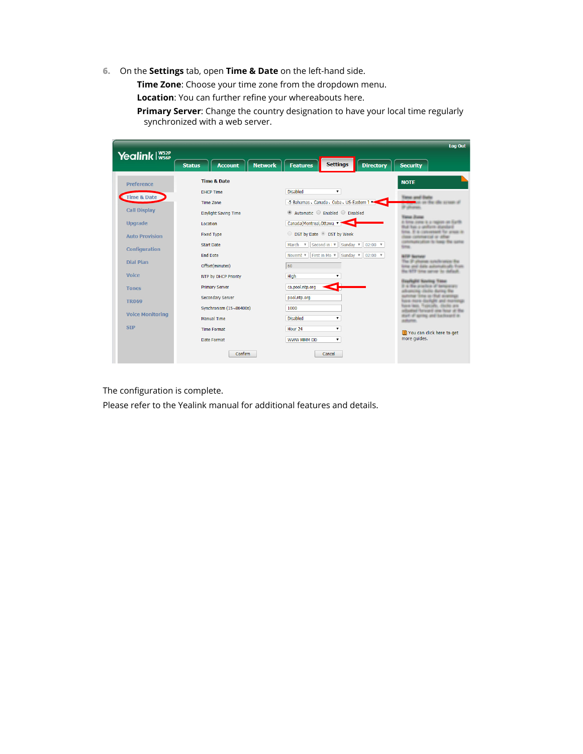6. On the **Settings** tab, open **Time & Date** on the left-hand side.

   **Time Zone**: Choose your time zone from the dropdown menu.

   **Location**: You can further refine your whereabouts here.

   **Primary Server**: Change the country designation to have your local time regularly synchronized with a web server.

The configuration is complete.

Please refer to the Yealink manual for additional features and details.